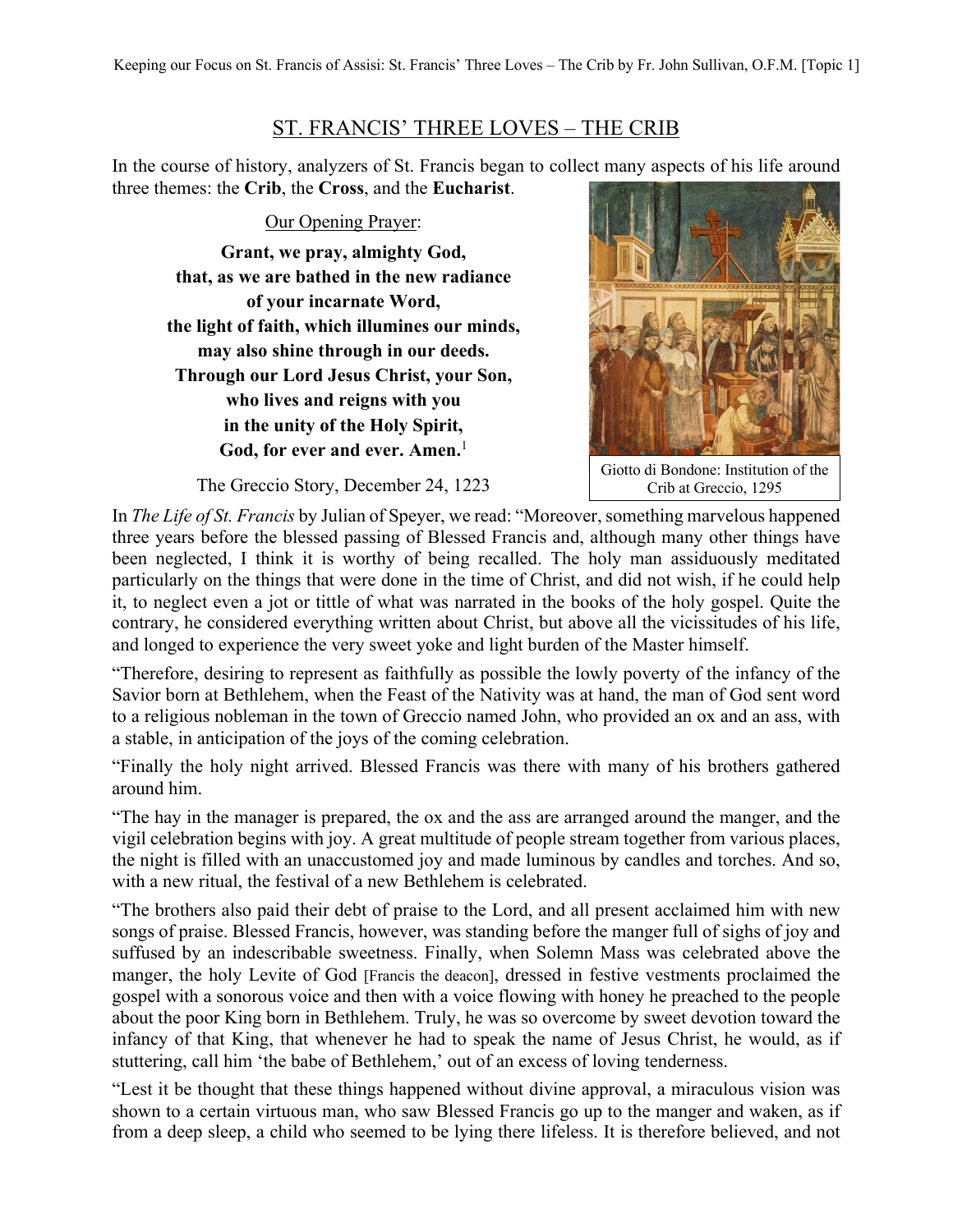# ST. FRANCIS' THREE LOVES – THE CRIB

In the course of history, analyzers of St. Francis began to collect many aspects of his life around three themes: the **Crib**, the **Cross**, and the **Eucharist**.

Our Opening Prayer:

**Grant, we pray, almighty God,**
**that, as we are bathed in the new radiance**
**of your incarnate Word,**
**the light of faith, which illumines our minds,**
**may also shine through in our deeds.**
**Through our Lord Jesus Christ, your Son,**
**who lives and reigns with you**
**in the unity of the Holy Spirit,**
**God, for ever and ever. Amen.**[1]

Giotto di Bondone: Institution of the Crib at Greccio, 1295

## The Greccio Story, December 24, 1223

In *The Life of St. Francis* by Julian of Speyer, we read: "Moreover, something marvelous happened three years before the blessed passing of Blessed Francis and, although many other things have been neglected, I think it is worthy of being recalled. The holy man assiduously meditated particularly on the things that were done in the time of Christ, and did not wish, if he could help it, to neglect even a jot or tittle of what was narrated in the books of the holy gospel. Quite the contrary, he considered everything written about Christ, but above all the vicissitudes of his life, and longed to experience the very sweet yoke and light burden of the Master himself.

"Therefore, desiring to represent as faithfully as possible the lowly poverty of the infancy of the Savior born at Bethlehem, when the Feast of the Nativity was at hand, the man of God sent word to a religious nobleman in the town of Greccio named John, who provided an ox and an ass, with a stable, in anticipation of the joys of the coming celebration.

"Finally the holy night arrived. Blessed Francis was there with many of his brothers gathered around him.

"The hay in the manager is prepared, the ox and the ass are arranged around the manger, and the vigil celebration begins with joy. A great multitude of people stream together from various places, the night is filled with an unaccustomed joy and made luminous by candles and torches. And so, with a new ritual, the festival of a new Bethlehem is celebrated.

"The brothers also paid their debt of praise to the Lord, and all present acclaimed him with new songs of praise. Blessed Francis, however, was standing before the manger full of sighs of joy and suffused by an indescribable sweetness. Finally, when Solemn Mass was celebrated above the manger, the holy Levite of God [Francis the deacon], dressed in festive vestments proclaimed the gospel with a sonorous voice and then with a voice flowing with honey he preached to the people about the poor King born in Bethlehem. Truly, he was so overcome by sweet devotion toward the infancy of that King, that whenever he had to speak the name of Jesus Christ, he would, as if stuttering, call him 'the babe of Bethlehem,' out of an excess of loving tenderness.

"Lest it be thought that these things happened without divine approval, a miraculous vision was shown to a certain virtuous man, who saw Blessed Francis go up to the manger and waken, as if from a deep sleep, a child who seemed to be lying there lifeless. It is therefore believed, and not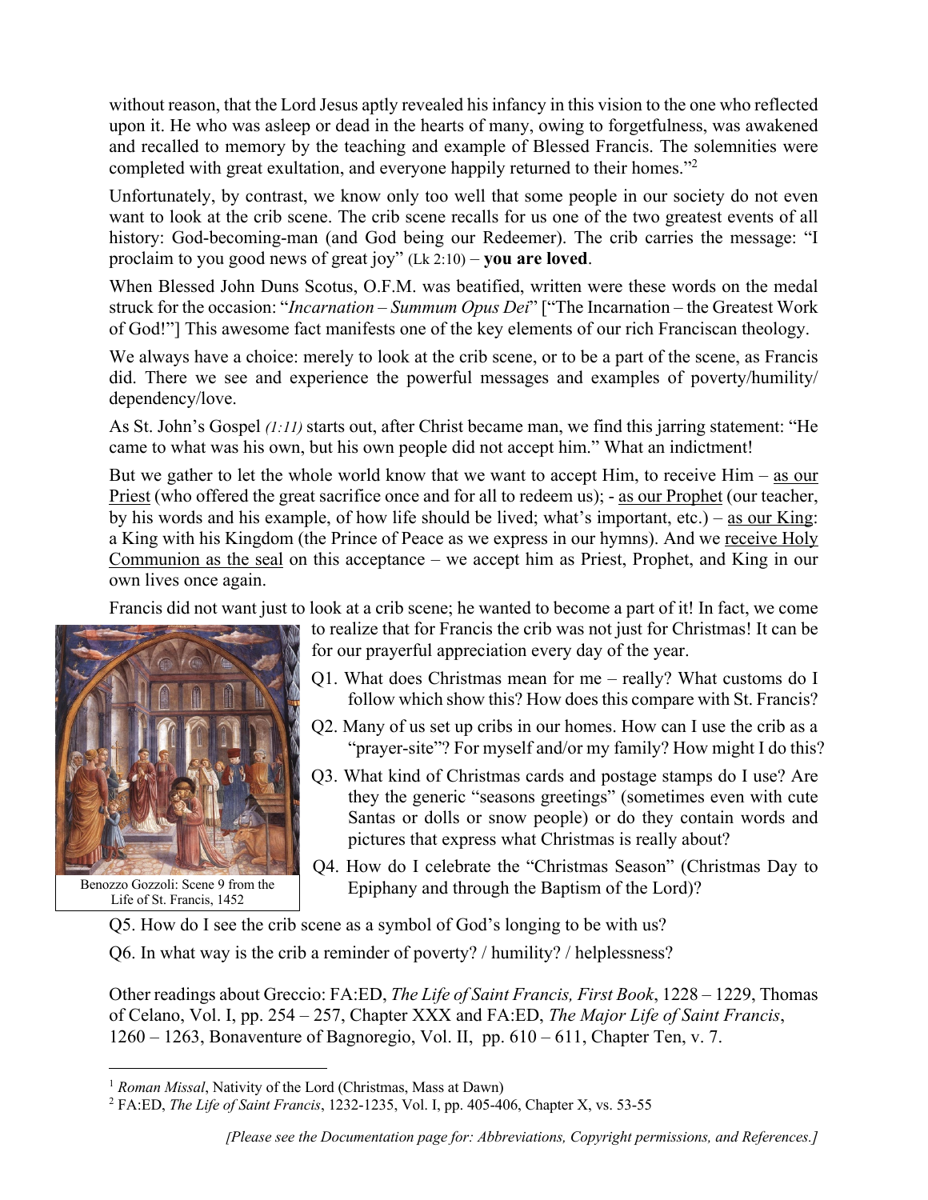without reason, that the Lord Jesus aptly revealed his infancy in this vision to the one who reflected upon it. He who was asleep or dead in the hearts of many, owing to forgetfulness, was awakened and recalled to memory by the teaching and example of Blessed Francis. The solemnities were completed with great exultation, and everyone happily returned to their homes."[2]

Unfortunately, by contrast, we know only too well that some people in our society do not even want to look at the crib scene. The crib scene recalls for us one of the two greatest events of all history: God-becoming-man (and God being our Redeemer). The crib carries the message: "I proclaim to you good news of great joy" (Lk 2:10) – **you are loved**.

When Blessed John Duns Scotus, O.F.M. was beatified, written were these words on the medal struck for the occasion: "*Incarnation – Summum Opus Dei*" ["The Incarnation – the Greatest Work of God!"] This awesome fact manifests one of the key elements of our rich Franciscan theology.

We always have a choice: merely to look at the crib scene, or to be a part of the scene, as Francis did. There we see and experience the powerful messages and examples of poverty/humility/ dependency/love.

As St. John's Gospel *(1:11)* starts out, after Christ became man, we find this jarring statement: "He came to what was his own, but his own people did not accept him." What an indictment!

But we gather to let the whole world know that we want to accept Him, to receive Him – as our Priest (who offered the great sacrifice once and for all to redeem us); - as our Prophet (our teacher, by his words and his example, of how life should be lived; what's important, etc.) – as our King: a King with his Kingdom (the Prince of Peace as we express in our hymns). And we receive Holy Communion as the seal on this acceptance – we accept him as Priest, Prophet, and King in our own lives once again.

Francis did not want just to look at a crib scene; he wanted to become a part of it! In fact, we come to realize that for Francis the crib was not just for Christmas! It can be for our prayerful appreciation every day of the year.

Benozzo Gozzoli: Scene 9 from the Life of St. Francis, 1452

Q1. What does Christmas mean for me – really? What customs do I follow which show this? How does this compare with St. Francis?

Q2. Many of us set up cribs in our homes. How can I use the crib as a "prayer-site"? For myself and/or my family? How might I do this?

Q3. What kind of Christmas cards and postage stamps do I use? Are they the generic "seasons greetings" (sometimes even with cute Santas or dolls or snow people) or do they contain words and pictures that express what Christmas is really about?

Q4. How do I celebrate the "Christmas Season" (Christmas Day to Epiphany and through the Baptism of the Lord)?

Q5. How do I see the crib scene as a symbol of God's longing to be with us?

Q6. In what way is the crib a reminder of poverty? / humility? / helplessness?

Other readings about Greccio: FA:ED, *The Life of Saint Francis, First Book*, 1228 – 1229, Thomas of Celano, Vol. I, pp. 254 – 257, Chapter XXX and FA:ED, *The Major Life of Saint Francis*, 1260 – 1263, Bonaventure of Bagnoregio, Vol. II, pp. 610 – 611, Chapter Ten, v. 7.

[1] *Roman Missal*, Nativity of the Lord (Christmas, Mass at Dawn)

[2] FA:ED, *The Life of Saint Francis*, 1232-1235, Vol. I, pp. 405-406, Chapter X, vs. 53-55

*[Please see the Documentation page for: Abbreviations, Copyright permissions, and References.]*